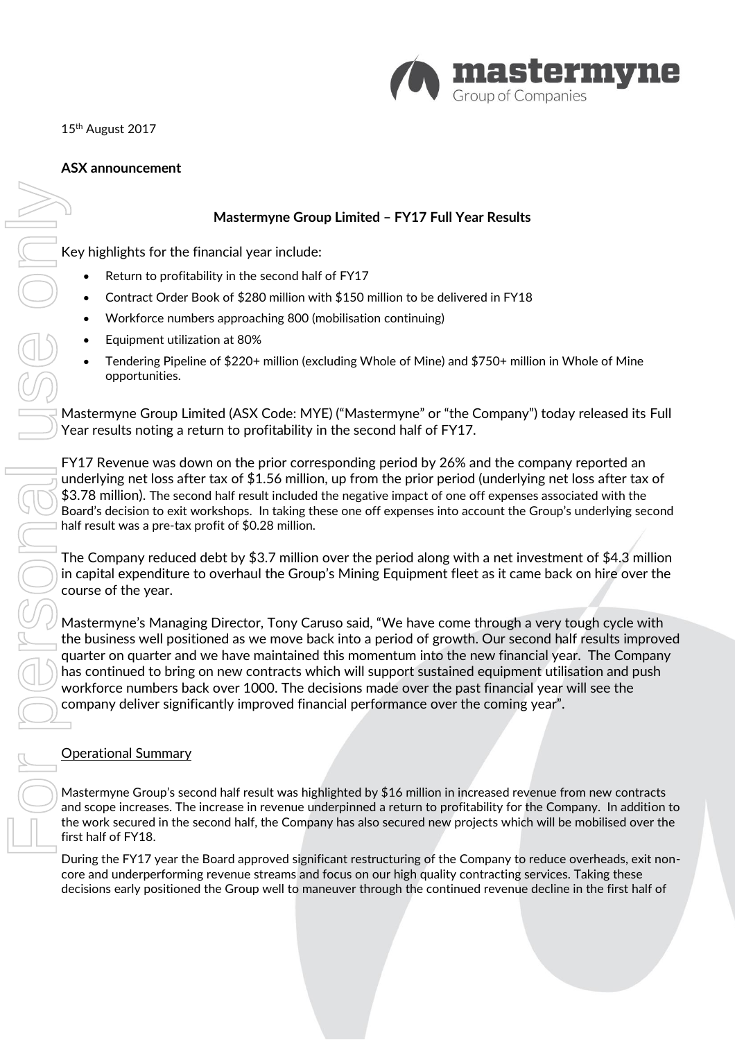15th August 2017

**ASX announcement**

**Mastermyne Group Limited – FY17 Full Year Results**

Key highlights for the financial year include:

- Return to profitability in the second half of FY17
- Contract Order Book of $280 million with $150 million to be delivered in FY18
- Workforce numbers approaching 800 (mobilisation continuing)
- Equipment utilization at 80%
- Tendering Pipeline of $220+ million (excluding Whole of Mine) and $750+ million in Whole of Mine opportunities.

Mastermyne Group Limited (ASX Code: MYE) ("Mastermyne" or "the Company") today released its Full Year results noting a return to profitability in the second half of FY17.

FY17 Revenue was down on the prior corresponding period by 26% and the company reported an underlying net loss after tax of $1.56 million, up from the prior period (underlying net loss after tax of $3.78 million). The second half result included the negative impact of one off expenses associated with the Board's decision to exit workshops. In taking these one off expenses into account the Group's underlying second half result was a pre-tax profit of $0.28 million.

The Company reduced debt by $3.7 million over the period along with a net investment of $4.3 million in capital expenditure to overhaul the Group's Mining Equipment fleet as it came back on hire over the course of the year.

Mastermyne's Managing Director, Tony Caruso said, "We have come through a very tough cycle with the business well positioned as we move back into a period of growth. Our second half results improved quarter on quarter and we have maintained this momentum into the new financial year. The Company has continued to bring on new contracts which will support sustained equipment utilisation and push workforce numbers back over 1000. The decisions made over the past financial year will see the company deliver significantly improved financial performance over the coming year".

## Operational Summary

Mastermyne Group's second half result was highlighted by $16 million in increased revenue from new contracts and scope increases. The increase in revenue underpinned a return to profitability for the Company. In addition to the work secured in the second half, the Company has also secured new projects which will be mobilised over the first half of FY18.

During the FY17 year the Board approved significant restructuring of the Company to reduce overheads, exit non-core and underperforming revenue streams and focus on our high quality contracting services. Taking these decisions early positioned the Group well to maneuver through the continued revenue decline in the first half of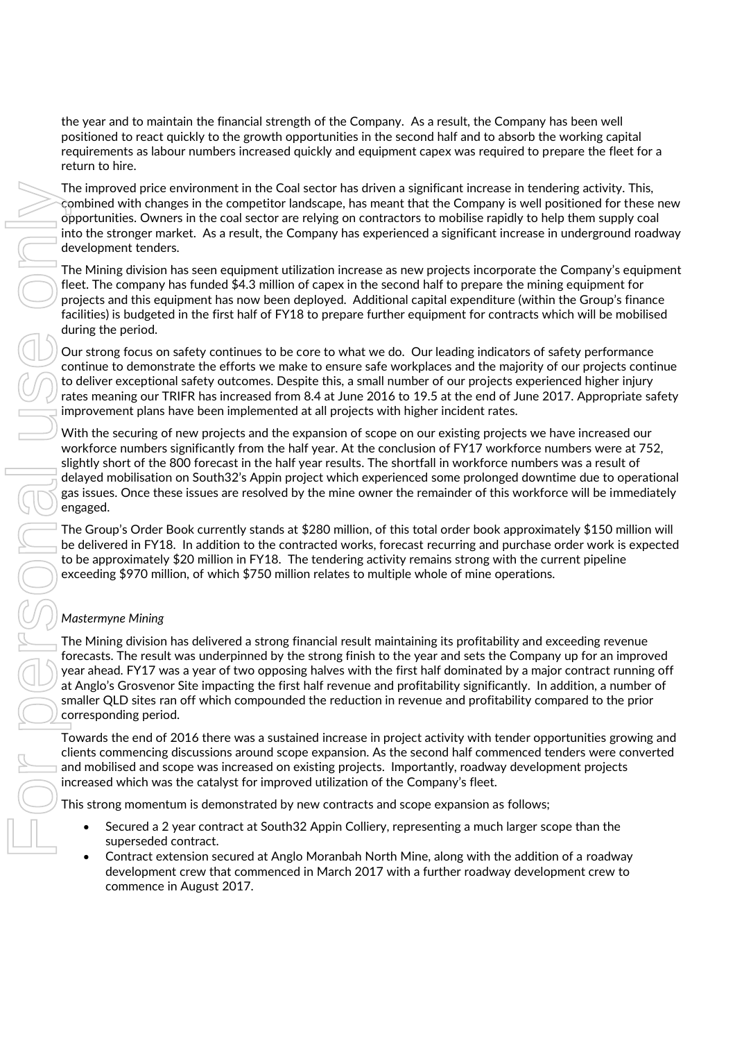the year and to maintain the financial strength of the Company. As a result, the Company has been well positioned to react quickly to the growth opportunities in the second half and to absorb the working capital requirements as labour numbers increased quickly and equipment capex was required to prepare the fleet for a return to hire.

The improved price environment in the Coal sector has driven a significant increase in tendering activity. This, combined with changes in the competitor landscape, has meant that the Company is well positioned for these new opportunities. Owners in the coal sector are relying on contractors to mobilise rapidly to help them supply coal into the stronger market. As a result, the Company has experienced a significant increase in underground roadway development tenders.

The Mining division has seen equipment utilization increase as new projects incorporate the Company's equipment fleet. The company has funded $4.3 million of capex in the second half to prepare the mining equipment for projects and this equipment has now been deployed. Additional capital expenditure (within the Group's finance facilities) is budgeted in the first half of FY18 to prepare further equipment for contracts which will be mobilised during the period.

Our strong focus on safety continues to be core to what we do. Our leading indicators of safety performance continue to demonstrate the efforts we make to ensure safe workplaces and the majority of our projects continue to deliver exceptional safety outcomes. Despite this, a small number of our projects experienced higher injury rates meaning our TRIFR has increased from 8.4 at June 2016 to 19.5 at the end of June 2017. Appropriate safety improvement plans have been implemented at all projects with higher incident rates.

With the securing of new projects and the expansion of scope on our existing projects we have increased our workforce numbers significantly from the half year. At the conclusion of FY17 workforce numbers were at 752, slightly short of the 800 forecast in the half year results. The shortfall in workforce numbers was a result of delayed mobilisation on South32's Appin project which experienced some prolonged downtime due to operational gas issues. Once these issues are resolved by the mine owner the remainder of this workforce will be immediately engaged.

The Group's Order Book currently stands at $280 million, of this total order book approximately $150 million will be delivered in FY18. In addition to the contracted works, forecast recurring and purchase order work is expected to be approximately $20 million in FY18. The tendering activity remains strong with the current pipeline exceeding $970 million, of which $750 million relates to multiple whole of mine operations.

*Mastermyne Mining*

The Mining division has delivered a strong financial result maintaining its profitability and exceeding revenue forecasts. The result was underpinned by the strong finish to the year and sets the Company up for an improved year ahead. FY17 was a year of two opposing halves with the first half dominated by a major contract running off at Anglo's Grosvenor Site impacting the first half revenue and profitability significantly. In addition, a number of smaller QLD sites ran off which compounded the reduction in revenue and profitability compared to the prior corresponding period.

Towards the end of 2016 there was a sustained increase in project activity with tender opportunities growing and clients commencing discussions around scope expansion. As the second half commenced tenders were converted and mobilised and scope was increased on existing projects. Importantly, roadway development projects increased which was the catalyst for improved utilization of the Company's fleet.

This strong momentum is demonstrated by new contracts and scope expansion as follows;

- Secured a 2 year contract at South32 Appin Colliery, representing a much larger scope than the superseded contract.
- Contract extension secured at Anglo Moranbah North Mine, along with the addition of a roadway development crew that commenced in March 2017 with a further roadway development crew to commence in August 2017.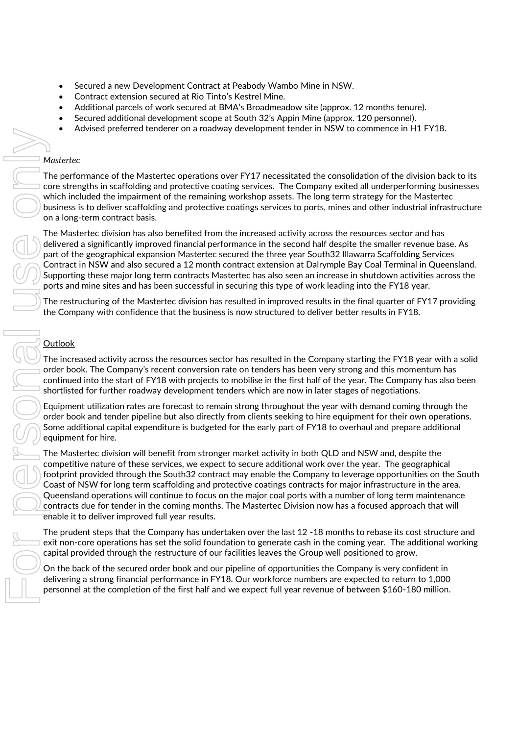- Secured a new Development Contract at Peabody Wambo Mine in NSW.
- Contract extension secured at Rio Tinto's Kestrel Mine.
- Additional parcels of work secured at BMA's Broadmeadow site (approx. 12 months tenure).
- Secured additional development scope at South 32's Appin Mine (approx. 120 personnel).
- Advised preferred tenderer on a roadway development tender in NSW to commence in H1 FY18.

*Mastertec*

The performance of the Mastertec operations over FY17 necessitated the consolidation of the division back to its core strengths in scaffolding and protective coating services. The Company exited all underperforming businesses which included the impairment of the remaining workshop assets. The long term strategy for the Mastertec business is to deliver scaffolding and protective coatings services to ports, mines and other industrial infrastructure on a long-term contract basis.

The Mastertec division has also benefited from the increased activity across the resources sector and has delivered a significantly improved financial performance in the second half despite the smaller revenue base. As part of the geographical expansion Mastertec secured the three year South32 Illawarra Scaffolding Services Contract in NSW and also secured a 12 month contract extension at Dalrymple Bay Coal Terminal in Queensland. Supporting these major long term contracts Mastertec has also seen an increase in shutdown activities across the ports and mine sites and has been successful in securing this type of work leading into the FY18 year.

The restructuring of the Mastertec division has resulted in improved results in the final quarter of FY17 providing the Company with confidence that the business is now structured to deliver better results in FY18.

## Outlook

The increased activity across the resources sector has resulted in the Company starting the FY18 year with a solid order book. The Company's recent conversion rate on tenders has been very strong and this momentum has continued into the start of FY18 with projects to mobilise in the first half of the year. The Company has also been shortlisted for further roadway development tenders which are now in later stages of negotiations.

Equipment utilization rates are forecast to remain strong throughout the year with demand coming through the order book and tender pipeline but also directly from clients seeking to hire equipment for their own operations. Some additional capital expenditure is budgeted for the early part of FY18 to overhaul and prepare additional equipment for hire.

The Mastertec division will benefit from stronger market activity in both QLD and NSW and, despite the competitive nature of these services, we expect to secure additional work over the year. The geographical footprint provided through the South32 contract may enable the Company to leverage opportunities on the South Coast of NSW for long term scaffolding and protective coatings contracts for major infrastructure in the area. Queensland operations will continue to focus on the major coal ports with a number of long term maintenance contracts due for tender in the coming months. The Mastertec Division now has a focused approach that will enable it to deliver improved full year results.

The prudent steps that the Company has undertaken over the last 12 -18 months to rebase its cost structure and exit non-core operations has set the solid foundation to generate cash in the coming year. The additional working capital provided through the restructure of our facilities leaves the Group well positioned to grow.

On the back of the secured order book and our pipeline of opportunities the Company is very confident in delivering a strong financial performance in FY18. Our workforce numbers are expected to return to 1,000 personnel at the completion of the first half and we expect full year revenue of between $160-180 million.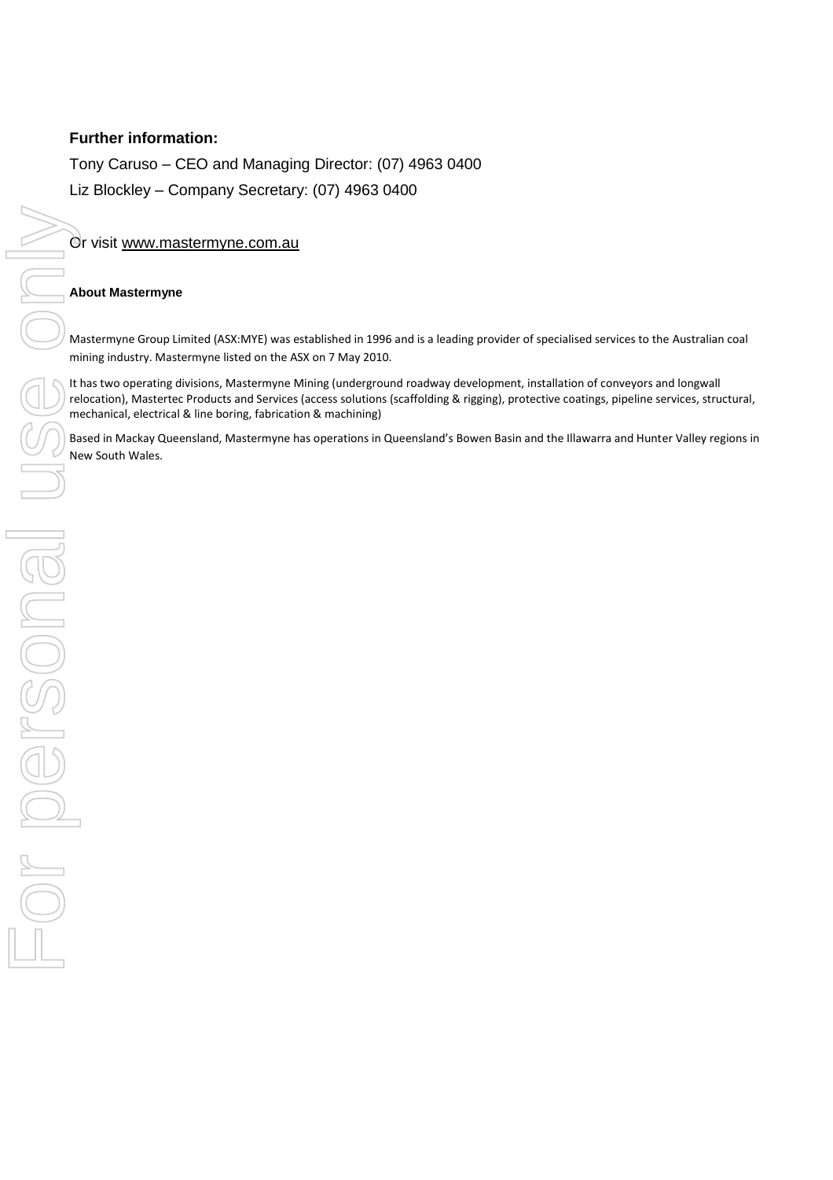**Further information:**

Tony Caruso – CEO and Managing Director: (07) 4963 0400

Liz Blockley – Company Secretary: (07) 4963 0400

Or visit www.mastermyne.com.au

**About Mastermyne**

Mastermyne Group Limited (ASX:MYE) was established in 1996 and is a leading provider of specialised services to the Australian coal mining industry. Mastermyne listed on the ASX on 7 May 2010.

It has two operating divisions, Mastermyne Mining (underground roadway development, installation of conveyors and longwall relocation), Mastertec Products and Services (access solutions (scaffolding & rigging), protective coatings, pipeline services, structural, mechanical, electrical & line boring, fabrication & machining)

Based in Mackay Queensland, Mastermyne has operations in Queensland's Bowen Basin and the Illawarra and Hunter Valley regions in New South Wales.